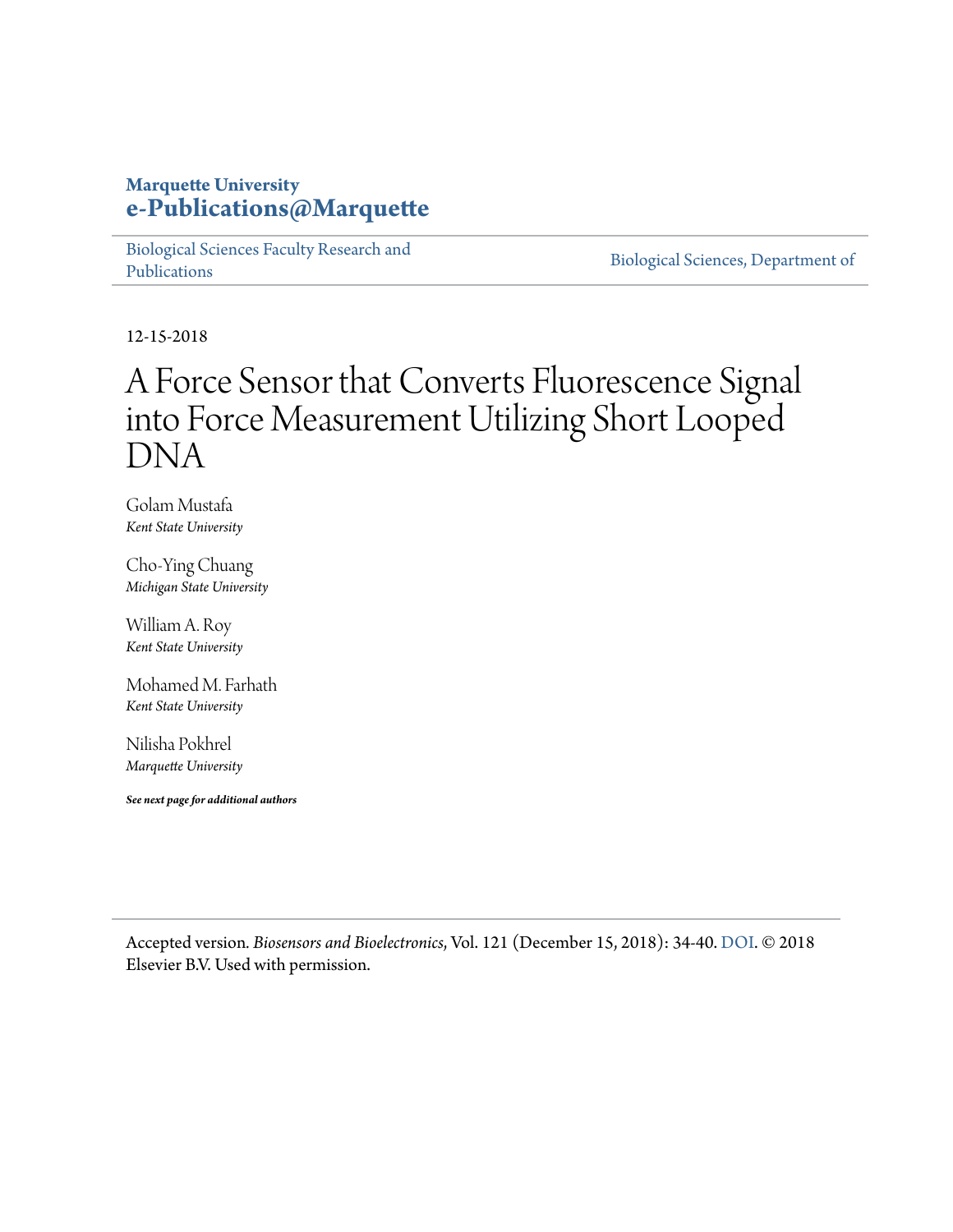**Marquette University**
**e-Publications@Marquette**

Biological Sciences Faculty Research and Publications

Biological Sciences, Department of

12-15-2018

# A Force Sensor that Converts Fluorescence Signal into Force Measurement Utilizing Short Looped DNA

Golam Mustafa
*Kent State University*

Cho-Ying Chuang
*Michigan State University*

William A. Roy
*Kent State University*

Mohamed M. Farhath
*Kent State University*

Nilisha Pokhrel
*Marquette University*

***See next page for additional authors***

Accepted version. *Biosensors and Bioelectronics*, Vol. 121 (December 15, 2018): 34-40. DOI. © 2018 Elsevier B.V. Used with permission.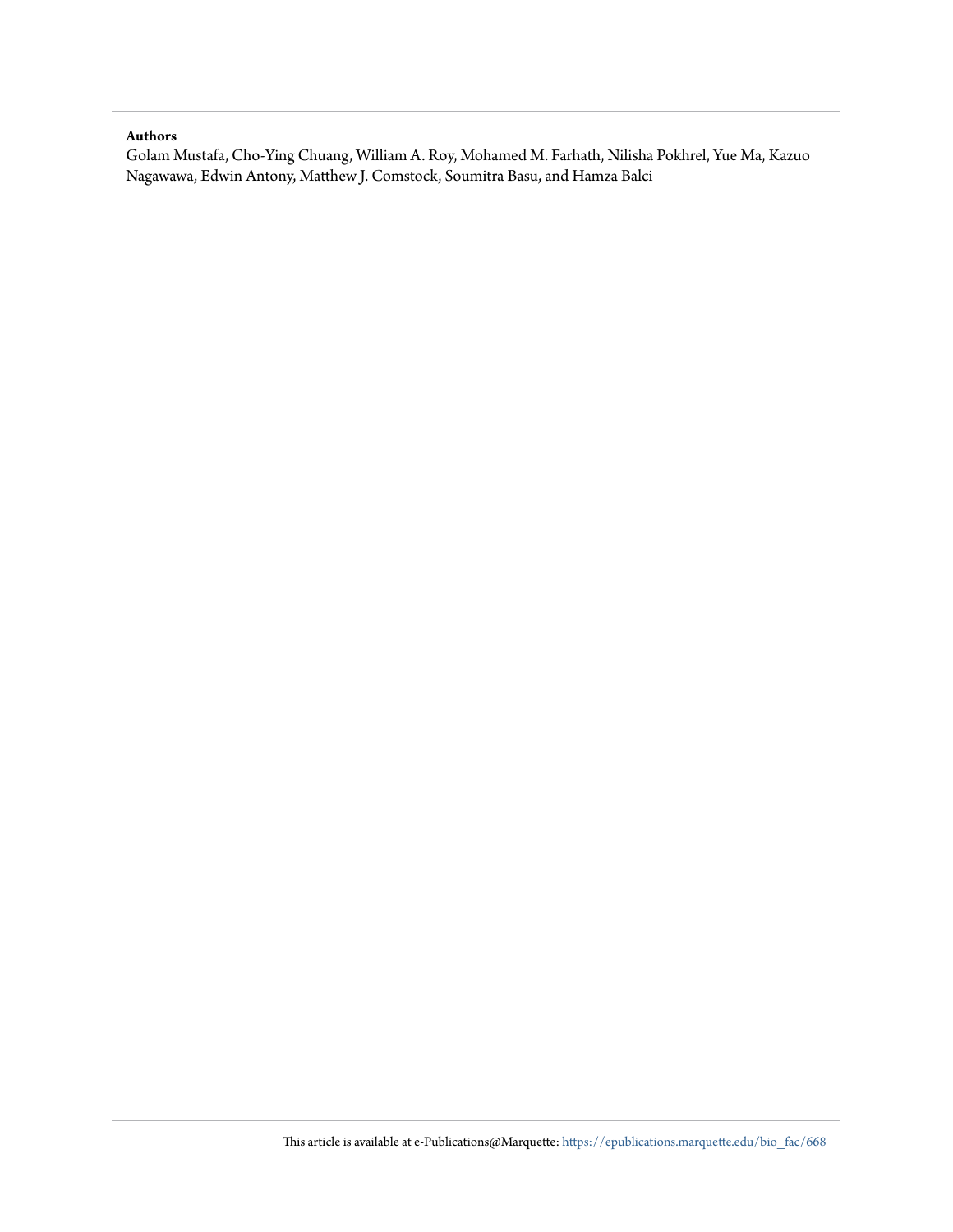**Authors**

Golam Mustafa, Cho-Ying Chuang, William A. Roy, Mohamed M. Farhath, Nilisha Pokhrel, Yue Ma, Kazuo Nagawawa, Edwin Antony, Matthew J. Comstock, Soumitra Basu, and Hamza Balci

This article is available at e-Publications@Marquette: https://epublications.marquette.edu/bio_fac/668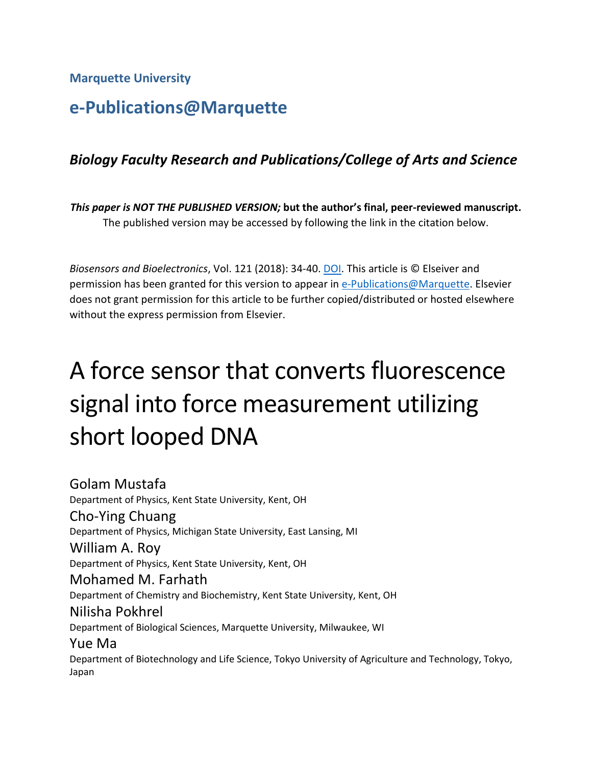Marquette University

# e-Publications@Marquette

### *Biology Faculty Research and Publications/College of Arts and Science*

***This paper is NOT THE PUBLISHED VERSION;*** **but the author's final, peer-reviewed manuscript.**
The published version may be accessed by following the link in the citation below.

*Biosensors and Bioelectronics*, Vol. 121 (2018): 34-40. DOI. This article is © Elseiver and permission has been granted for this version to appear in e-Publications@Marquette. Elsevier does not grant permission for this article to be further copied/distributed or hosted elsewhere without the express permission from Elsevier.

# A force sensor that converts fluorescence signal into force measurement utilizing short looped DNA

Golam Mustafa
Department of Physics, Kent State University, Kent, OH

Cho-Ying Chuang
Department of Physics, Michigan State University, East Lansing, MI

William A. Roy
Department of Physics, Kent State University, Kent, OH

Mohamed M. Farhath
Department of Chemistry and Biochemistry, Kent State University, Kent, OH

Nilisha Pokhrel
Department of Biological Sciences, Marquette University, Milwaukee, WI

Yue Ma
Department of Biotechnology and Life Science, Tokyo University of Agriculture and Technology, Tokyo, Japan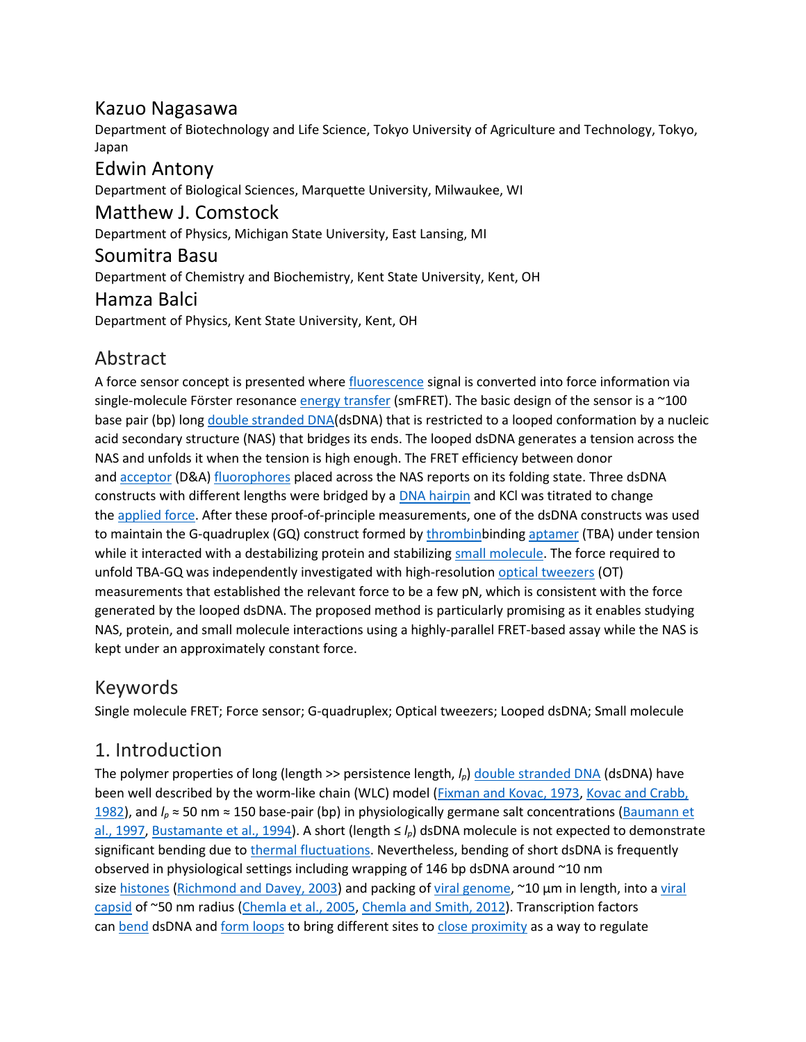## Kazuo Nagasawa

Department of Biotechnology and Life Science, Tokyo University of Agriculture and Technology, Tokyo, Japan

## Edwin Antony

Department of Biological Sciences, Marquette University, Milwaukee, WI

## Matthew J. Comstock

Department of Physics, Michigan State University, East Lansing, MI

## Soumitra Basu

Department of Chemistry and Biochemistry, Kent State University, Kent, OH

## Hamza Balci

Department of Physics, Kent State University, Kent, OH

# Abstract

A force sensor concept is presented where fluorescence signal is converted into force information via single-molecule Förster resonance energy transfer (smFRET). The basic design of the sensor is a ~100 base pair (bp) long double stranded DNA(dsDNA) that is restricted to a looped conformation by a nucleic acid secondary structure (NAS) that bridges its ends. The looped dsDNA generates a tension across the NAS and unfolds it when the tension is high enough. The FRET efficiency between donor and acceptor (D&A) fluorophores placed across the NAS reports on its folding state. Three dsDNA constructs with different lengths were bridged by a DNA hairpin and KCl was titrated to change the applied force. After these proof-of-principle measurements, one of the dsDNA constructs was used to maintain the G-quadruplex (GQ) construct formed by thrombinbinding aptamer (TBA) under tension while it interacted with a destabilizing protein and stabilizing small molecule. The force required to unfold TBA-GQ was independently investigated with high-resolution optical tweezers (OT) measurements that established the relevant force to be a few pN, which is consistent with the force generated by the looped dsDNA. The proposed method is particularly promising as it enables studying NAS, protein, and small molecule interactions using a highly-parallel FRET-based assay while the NAS is kept under an approximately constant force.

# Keywords

Single molecule FRET; Force sensor; G-quadruplex; Optical tweezers; Looped dsDNA; Small molecule

# 1. Introduction

The polymer properties of long (length >> persistence length, $l_p$) double stranded DNA (dsDNA) have been well described by the worm-like chain (WLC) model (Fixman and Kovac, 1973, Kovac and Crabb, 1982), and $l_p \approx 50$ nm ≈ 150 base-pair (bp) in physiologically germane salt concentrations (Baumann et al., 1997, Bustamante et al., 1994). A short (length ≤ $l_p$) dsDNA molecule is not expected to demonstrate significant bending due to thermal fluctuations. Nevertheless, bending of short dsDNA is frequently observed in physiological settings including wrapping of 146 bp dsDNA around ~10 nm size histones (Richmond and Davey, 2003) and packing of viral genome, ~10 µm in length, into a viral capsid of ~50 nm radius (Chemla et al., 2005, Chemla and Smith, 2012). Transcription factors can bend dsDNA and form loops to bring different sites to close proximity as a way to regulate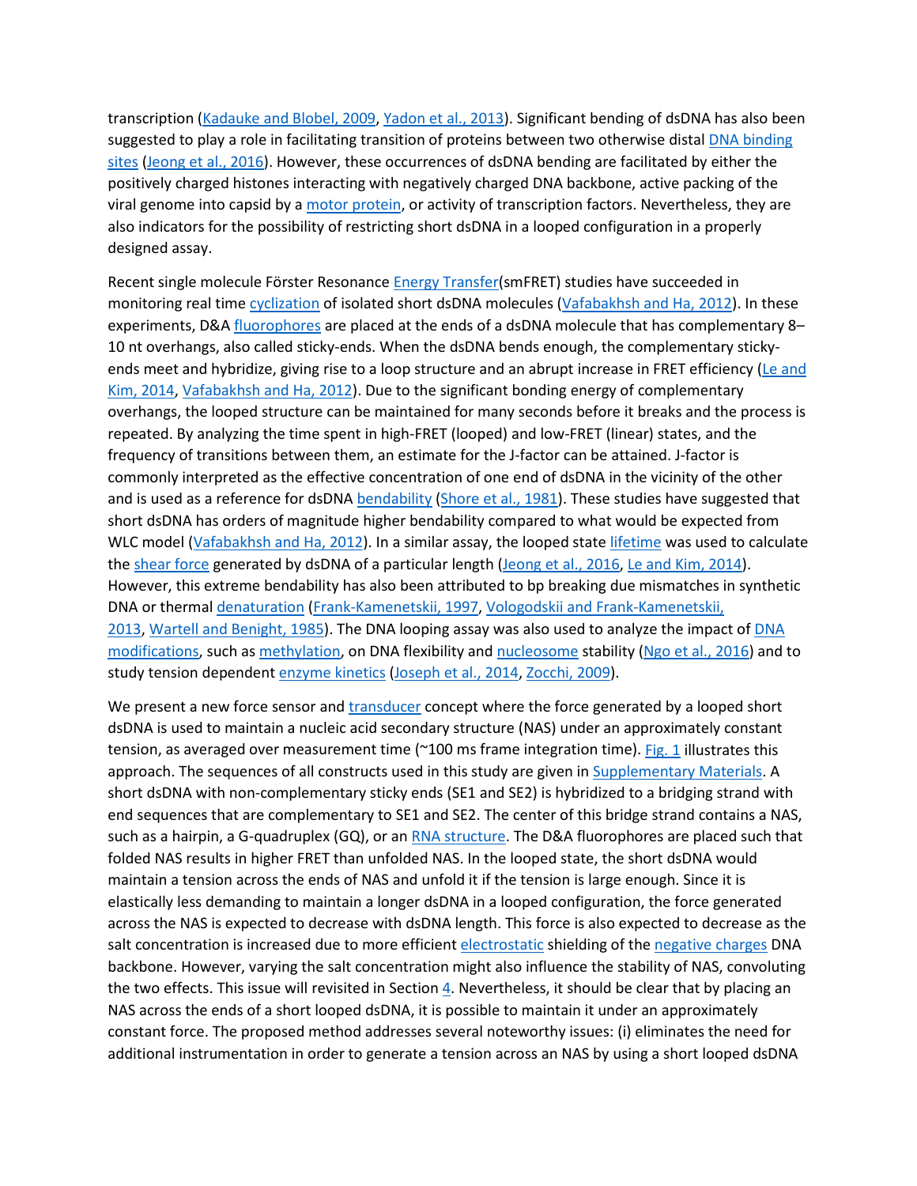transcription (Kadauke and Blobel, 2009, Yadon et al., 2013). Significant bending of dsDNA has also been suggested to play a role in facilitating transition of proteins between two otherwise distal DNA binding sites (Jeong et al., 2016). However, these occurrences of dsDNA bending are facilitated by either the positively charged histones interacting with negatively charged DNA backbone, active packing of the viral genome into capsid by a motor protein, or activity of transcription factors. Nevertheless, they are also indicators for the possibility of restricting short dsDNA in a looped configuration in a properly designed assay.

Recent single molecule Förster Resonance Energy Transfer(smFRET) studies have succeeded in monitoring real time cyclization of isolated short dsDNA molecules (Vafabakhsh and Ha, 2012). In these experiments, D&A fluorophores are placed at the ends of a dsDNA molecule that has complementary 8–10 nt overhangs, also called sticky-ends. When the dsDNA bends enough, the complementary sticky-ends meet and hybridize, giving rise to a loop structure and an abrupt increase in FRET efficiency (Le and Kim, 2014, Vafabakhsh and Ha, 2012). Due to the significant bonding energy of complementary overhangs, the looped structure can be maintained for many seconds before it breaks and the process is repeated. By analyzing the time spent in high-FRET (looped) and low-FRET (linear) states, and the frequency of transitions between them, an estimate for the J-factor can be attained. J-factor is commonly interpreted as the effective concentration of one end of dsDNA in the vicinity of the other and is used as a reference for dsDNA bendability (Shore et al., 1981). These studies have suggested that short dsDNA has orders of magnitude higher bendability compared to what would be expected from WLC model (Vafabakhsh and Ha, 2012). In a similar assay, the looped state lifetime was used to calculate the shear force generated by dsDNA of a particular length (Jeong et al., 2016, Le and Kim, 2014). However, this extreme bendability has also been attributed to bp breaking due mismatches in synthetic DNA or thermal denaturation (Frank-Kamenetskii, 1997, Vologodskii and Frank-Kamenetskii, 2013, Wartell and Benight, 1985). The DNA looping assay was also used to analyze the impact of DNA modifications, such as methylation, on DNA flexibility and nucleosome stability (Ngo et al., 2016) and to study tension dependent enzyme kinetics (Joseph et al., 2014, Zocchi, 2009).

We present a new force sensor and transducer concept where the force generated by a looped short dsDNA is used to maintain a nucleic acid secondary structure (NAS) under an approximately constant tension, as averaged over measurement time (~100 ms frame integration time). Fig. 1 illustrates this approach. The sequences of all constructs used in this study are given in Supplementary Materials. A short dsDNA with non-complementary sticky ends (SE1 and SE2) is hybridized to a bridging strand with end sequences that are complementary to SE1 and SE2. The center of this bridge strand contains a NAS, such as a hairpin, a G-quadruplex (GQ), or an RNA structure. The D&A fluorophores are placed such that folded NAS results in higher FRET than unfolded NAS. In the looped state, the short dsDNA would maintain a tension across the ends of NAS and unfold it if the tension is large enough. Since it is elastically less demanding to maintain a longer dsDNA in a looped configuration, the force generated across the NAS is expected to decrease with dsDNA length. This force is also expected to decrease as the salt concentration is increased due to more efficient electrostatic shielding of the negative charges DNA backbone. However, varying the salt concentration might also influence the stability of NAS, convoluting the two effects. This issue will revisited in Section 4. Nevertheless, it should be clear that by placing an NAS across the ends of a short looped dsDNA, it is possible to maintain it under an approximately constant force. The proposed method addresses several noteworthy issues: (i) eliminates the need for additional instrumentation in order to generate a tension across an NAS by using a short looped dsDNA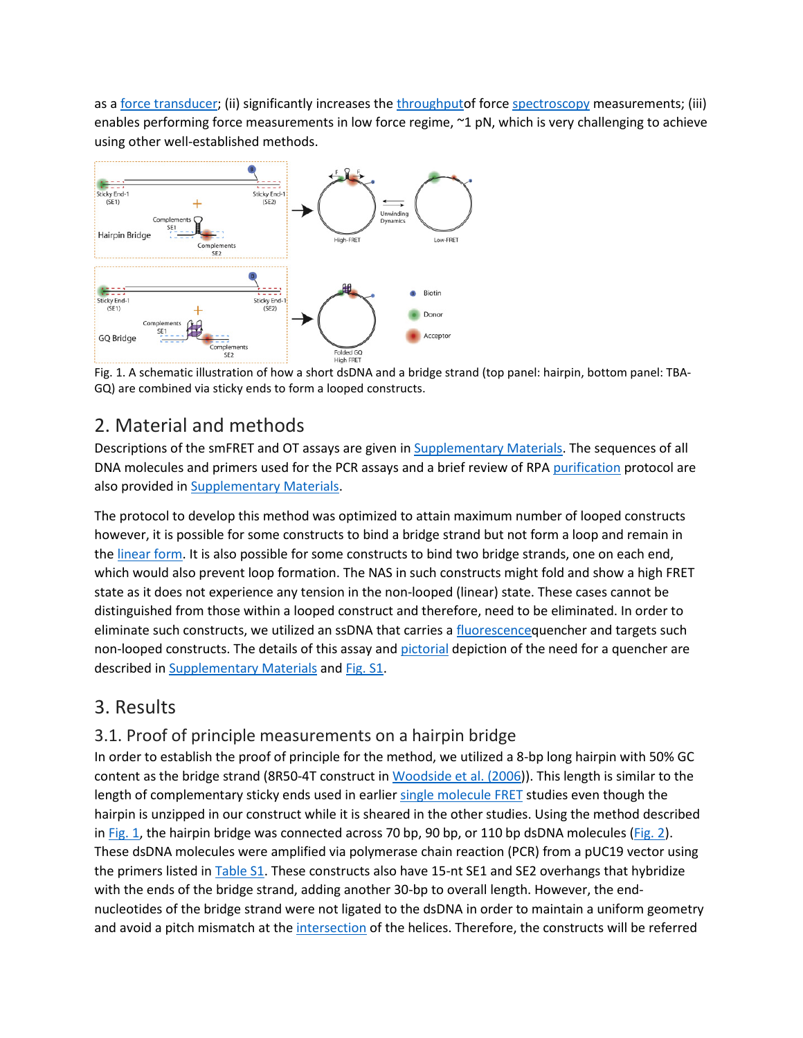as a force transducer; (ii) significantly increases the throughputof force spectroscopy measurements; (iii) enables performing force measurements in low force regime, ~1 pN, which is very challenging to achieve using other well-established methods.

Fig. 1. A schematic illustration of how a short dsDNA and a bridge strand (top panel: hairpin, bottom panel: TBA-GQ) are combined via sticky ends to form a looped constructs.

## 2. Material and methods

Descriptions of the smFRET and OT assays are given in Supplementary Materials. The sequences of all DNA molecules and primers used for the PCR assays and a brief review of RPA purification protocol are also provided in Supplementary Materials.

The protocol to develop this method was optimized to attain maximum number of looped constructs however, it is possible for some constructs to bind a bridge strand but not form a loop and remain in the linear form. It is also possible for some constructs to bind two bridge strands, one on each end, which would also prevent loop formation. The NAS in such constructs might fold and show a high FRET state as it does not experience any tension in the non-looped (linear) state. These cases cannot be distinguished from those within a looped construct and therefore, need to be eliminated. In order to eliminate such constructs, we utilized an ssDNA that carries a fluorescencequencher and targets such non-looped constructs. The details of this assay and pictorial depiction of the need for a quencher are described in Supplementary Materials and Fig. S1.

## 3. Results

### 3.1. Proof of principle measurements on a hairpin bridge

In order to establish the proof of principle for the method, we utilized a 8-bp long hairpin with 50% GC content as the bridge strand (8R50-4T construct in Woodside et al. (2006)). This length is similar to the length of complementary sticky ends used in earlier single molecule FRET studies even though the hairpin is unzipped in our construct while it is sheared in the other studies. Using the method described in Fig. 1, the hairpin bridge was connected across 70 bp, 90 bp, or 110 bp dsDNA molecules (Fig. 2). These dsDNA molecules were amplified via polymerase chain reaction (PCR) from a pUC19 vector using the primers listed in Table S1. These constructs also have 15-nt SE1 and SE2 overhangs that hybridize with the ends of the bridge strand, adding another 30-bp to overall length. However, the end-nucleotides of the bridge strand were not ligated to the dsDNA in order to maintain a uniform geometry and avoid a pitch mismatch at the intersection of the helices. Therefore, the constructs will be referred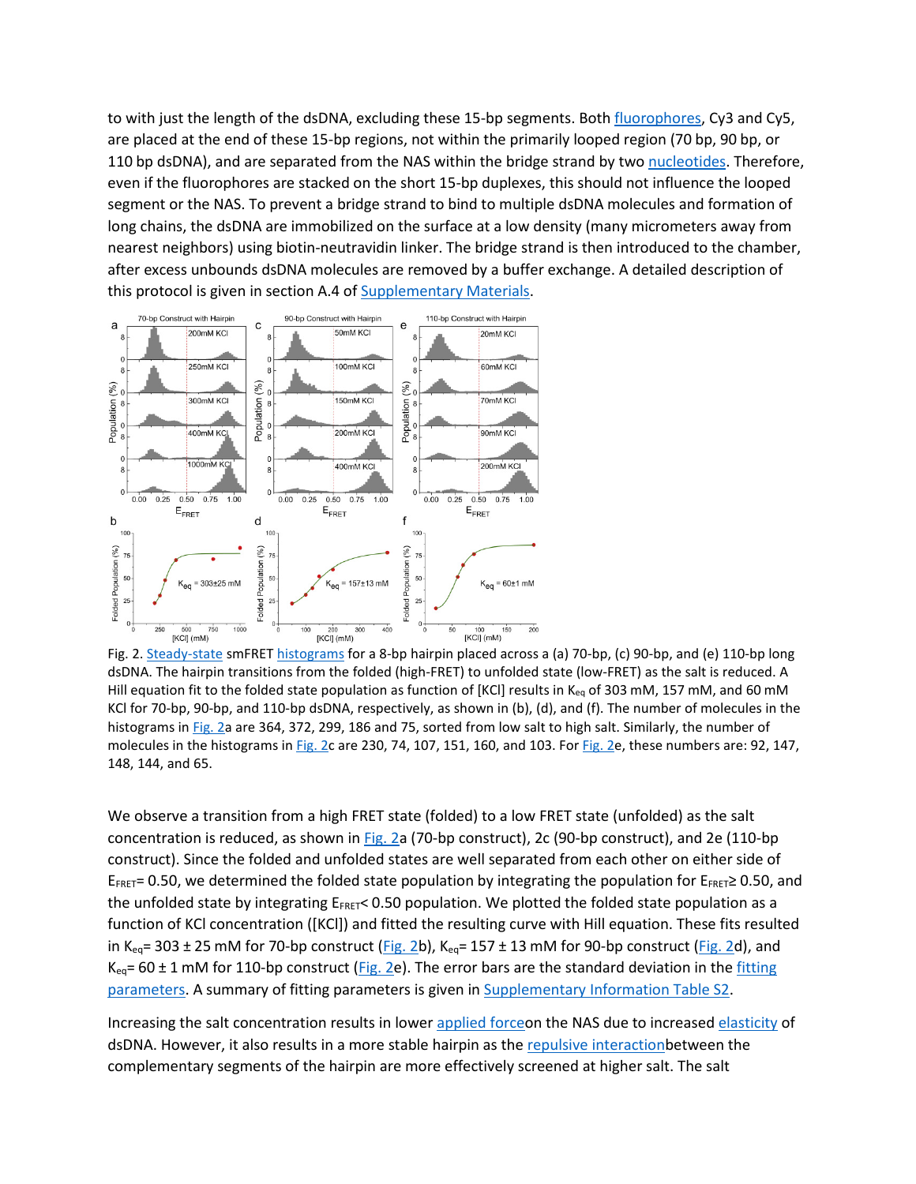to with just the length of the dsDNA, excluding these 15-bp segments. Both fluorophores, Cy3 and Cy5, are placed at the end of these 15-bp regions, not within the primarily looped region (70 bp, 90 bp, or 110 bp dsDNA), and are separated from the NAS within the bridge strand by two nucleotides. Therefore, even if the fluorophores are stacked on the short 15-bp duplexes, this should not influence the looped segment or the NAS. To prevent a bridge strand to bind to multiple dsDNA molecules and formation of long chains, the dsDNA are immobilized on the surface at a low density (many micrometers away from nearest neighbors) using biotin-neutravidin linker. The bridge strand is then introduced to the chamber, after excess unbounds dsDNA molecules are removed by a buffer exchange. A detailed description of this protocol is given in section A.4 of Supplementary Materials.

Fig. 2. Steady-state smFRET histograms for a 8-bp hairpin placed across a (a) 70-bp, (c) 90-bp, and (e) 110-bp long dsDNA. The hairpin transitions from the folded (high-FRET) to unfolded state (low-FRET) as the salt is reduced. A Hill equation fit to the folded state population as function of [KCl] results in $K_{eq}$ of 303 mM, 157 mM, and 60 mM KCl for 70-bp, 90-bp, and 110-bp dsDNA, respectively, as shown in (b), (d), and (f). The number of molecules in the histograms in Fig. 2a are 364, 372, 299, 186 and 75, sorted from low salt to high salt. Similarly, the number of molecules in the histograms in Fig. 2c are 230, 74, 107, 151, 160, and 103. For Fig. 2e, these numbers are: 92, 147, 148, 144, and 65.

We observe a transition from a high FRET state (folded) to a low FRET state (unfolded) as the salt concentration is reduced, as shown in Fig. 2a (70-bp construct), 2c (90-bp construct), and 2e (110-bp construct). Since the folded and unfolded states are well separated from each other on either side of $E_{FRET}$= 0.50, we determined the folded state population by integrating the population for $E_{FRET} \geq 0.50$, and the unfolded state by integrating $E_{FRET} < 0.50$ population. We plotted the folded state population as a function of KCl concentration ([KCl]) and fitted the resulting curve with Hill equation. These fits resulted in $K_{eq}$= 303 ± 25 mM for 70-bp construct (Fig. 2b), $K_{eq}$= 157 ± 13 mM for 90-bp construct (Fig. 2d), and $K_{eq}$= 60 ± 1 mM for 110-bp construct (Fig. 2e). The error bars are the standard deviation in the fitting parameters. A summary of fitting parameters is given in Supplementary Information Table S2.

Increasing the salt concentration results in lower applied forceon the NAS due to increased elasticity of dsDNA. However, it also results in a more stable hairpin as the repulsive interactionbetween the complementary segments of the hairpin are more effectively screened at higher salt. The salt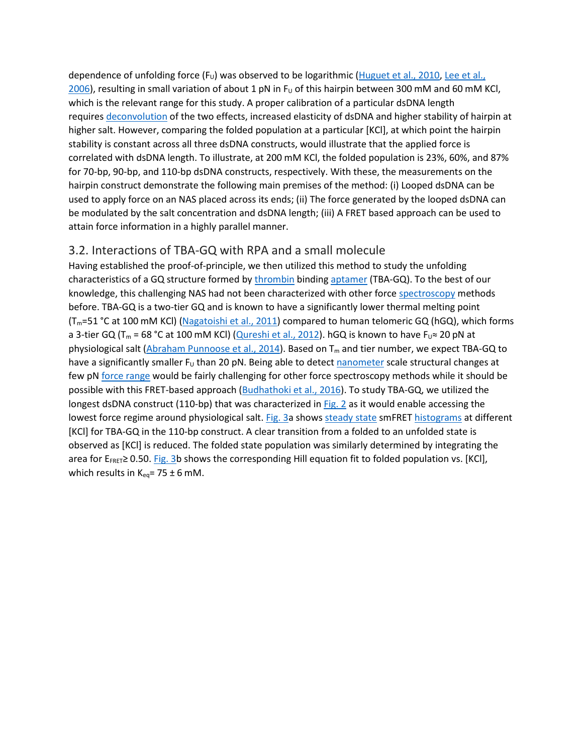dependence of unfolding force ($F_U$) was observed to be logarithmic (Huguet et al., 2010, Lee et al., 2006), resulting in small variation of about 1 pN in $F_U$ of this hairpin between 300 mM and 60 mM KCl, which is the relevant range for this study. A proper calibration of a particular dsDNA length requires deconvolution of the two effects, increased elasticity of dsDNA and higher stability of hairpin at higher salt. However, comparing the folded population at a particular [KCl], at which point the hairpin stability is constant across all three dsDNA constructs, would illustrate that the applied force is correlated with dsDNA length. To illustrate, at 200 mM KCl, the folded population is 23%, 60%, and 87% for 70-bp, 90-bp, and 110-bp dsDNA constructs, respectively. With these, the measurements on the hairpin construct demonstrate the following main premises of the method: (i) Looped dsDNA can be used to apply force on an NAS placed across its ends; (ii) The force generated by the looped dsDNA can be modulated by the salt concentration and dsDNA length; (iii) A FRET based approach can be used to attain force information in a highly parallel manner.

## 3.2. Interactions of TBA-GQ with RPA and a small molecule

Having established the proof-of-principle, we then utilized this method to study the unfolding characteristics of a GQ structure formed by thrombin binding aptamer (TBA-GQ). To the best of our knowledge, this challenging NAS had not been characterized with other force spectroscopy methods before. TBA-GQ is a two-tier GQ and is known to have a significantly lower thermal melting point ($T_m$=51 °C at 100 mM KCl) (Nagatoishi et al., 2011) compared to human telomeric GQ (hGQ), which forms a 3-tier GQ ($T_m$ = 68 °C at 100 mM KCl) (Qureshi et al., 2012). hGQ is known to have $F_U \approx$ 20 pN at physiological salt (Abraham Punnoose et al., 2014). Based on $T_m$ and tier number, we expect TBA-GQ to have a significantly smaller $F_U$ than 20 pN. Being able to detect nanometer scale structural changes at few pN force range would be fairly challenging for other force spectroscopy methods while it should be possible with this FRET-based approach (Budhathoki et al., 2016). To study TBA-GQ, we utilized the longest dsDNA construct (110-bp) that was characterized in Fig. 2 as it would enable accessing the lowest force regime around physiological salt. Fig. 3a shows steady state smFRET histograms at different [KCl] for TBA-GQ in the 110-bp construct. A clear transition from a folded to an unfolded state is observed as [KCl] is reduced. The folded state population was similarly determined by integrating the area for $E_{FRET} \geq$ 0.50. Fig. 3b shows the corresponding Hill equation fit to folded population vs. [KCl], which results in $K_{eq}$= 75 ± 6 mM.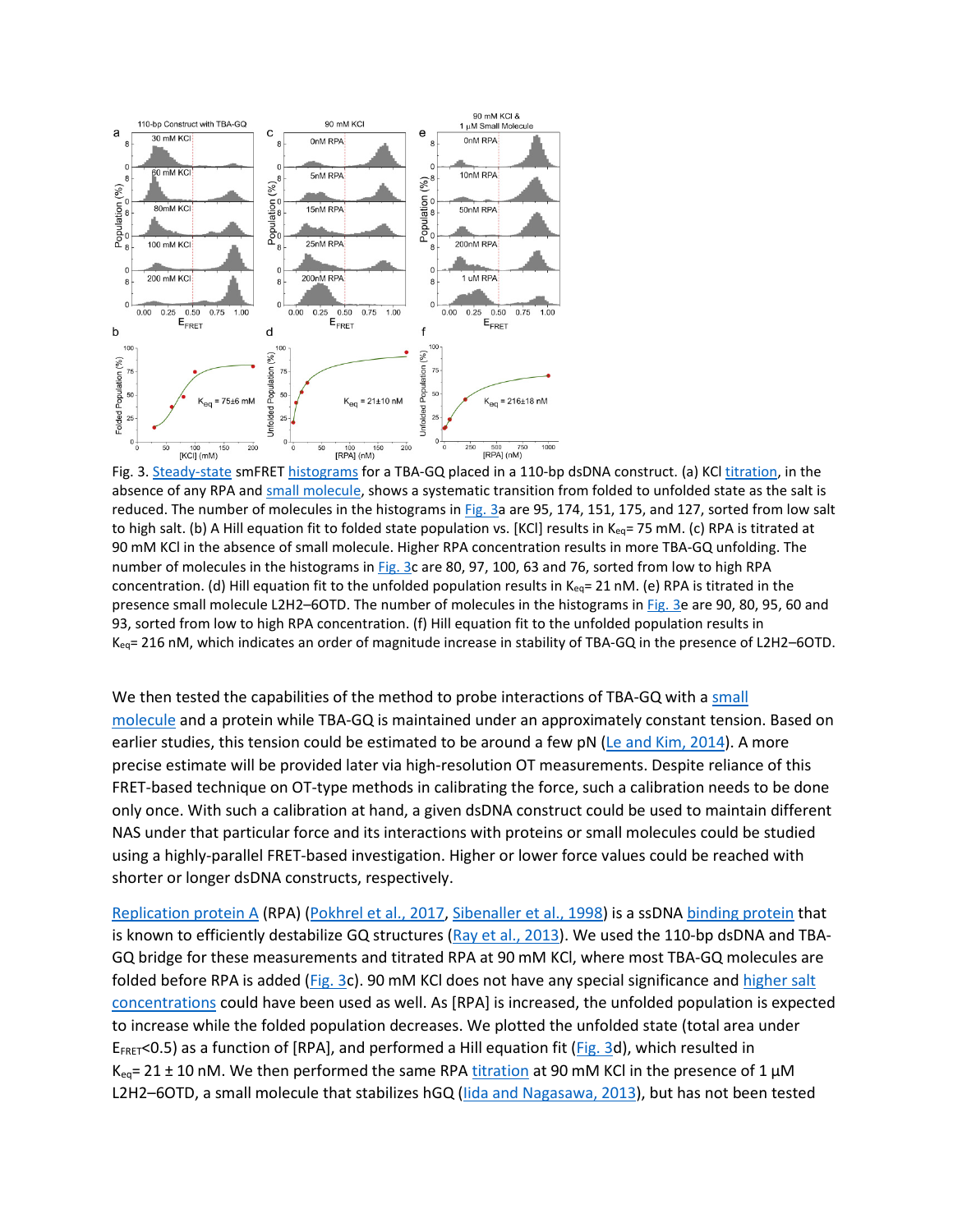Fig. 3. Steady-state smFRET histograms for a TBA-GQ placed in a 110-bp dsDNA construct. (a) KCl titration, in the absence of any RPA and small molecule, shows a systematic transition from folded to unfolded state as the salt is reduced. The number of molecules in the histograms in Fig. 3a are 95, 174, 151, 175, and 127, sorted from low salt to high salt. (b) A Hill equation fit to folded state population vs. [KCl] results in $K_{eq}$= 75 mM. (c) RPA is titrated at 90 mM KCl in the absence of small molecule. Higher RPA concentration results in more TBA-GQ unfolding. The number of molecules in the histograms in Fig. 3c are 80, 97, 100, 63 and 76, sorted from low to high RPA concentration. (d) Hill equation fit to the unfolded population results in $K_{eq}$= 21 nM. (e) RPA is titrated in the presence small molecule L2H2–6OTD. The number of molecules in the histograms in Fig. 3e are 90, 80, 95, 60 and 93, sorted from low to high RPA concentration. (f) Hill equation fit to the unfolded population results in $K_{eq}$= 216 nM, which indicates an order of magnitude increase in stability of TBA-GQ in the presence of L2H2–6OTD.

We then tested the capabilities of the method to probe interactions of TBA-GQ with a small molecule and a protein while TBA-GQ is maintained under an approximately constant tension. Based on earlier studies, this tension could be estimated to be around a few pN (Le and Kim, 2014). A more precise estimate will be provided later via high-resolution OT measurements. Despite reliance of this FRET-based technique on OT-type methods in calibrating the force, such a calibration needs to be done only once. With such a calibration at hand, a given dsDNA construct could be used to maintain different NAS under that particular force and its interactions with proteins or small molecules could be studied using a highly-parallel FRET-based investigation. Higher or lower force values could be reached with shorter or longer dsDNA constructs, respectively.

Replication protein A (RPA) (Pokhrel et al., 2017, Sibenaller et al., 1998) is a ssDNA binding protein that is known to efficiently destabilize GQ structures (Ray et al., 2013). We used the 110-bp dsDNA and TBA-GQ bridge for these measurements and titrated RPA at 90 mM KCl, where most TBA-GQ molecules are folded before RPA is added (Fig. 3c). 90 mM KCl does not have any special significance and higher salt concentrations could have been used as well. As [RPA] is increased, the unfolded population is expected to increase while the folded population decreases. We plotted the unfolded state (total area under $E_{FRET}$<0.5) as a function of [RPA], and performed a Hill equation fit (Fig. 3d), which resulted in $K_{eq}$= 21 ± 10 nM. We then performed the same RPA titration at 90 mM KCl in the presence of 1 μM L2H2–6OTD, a small molecule that stabilizes hGQ (Iida and Nagasawa, 2013), but has not been tested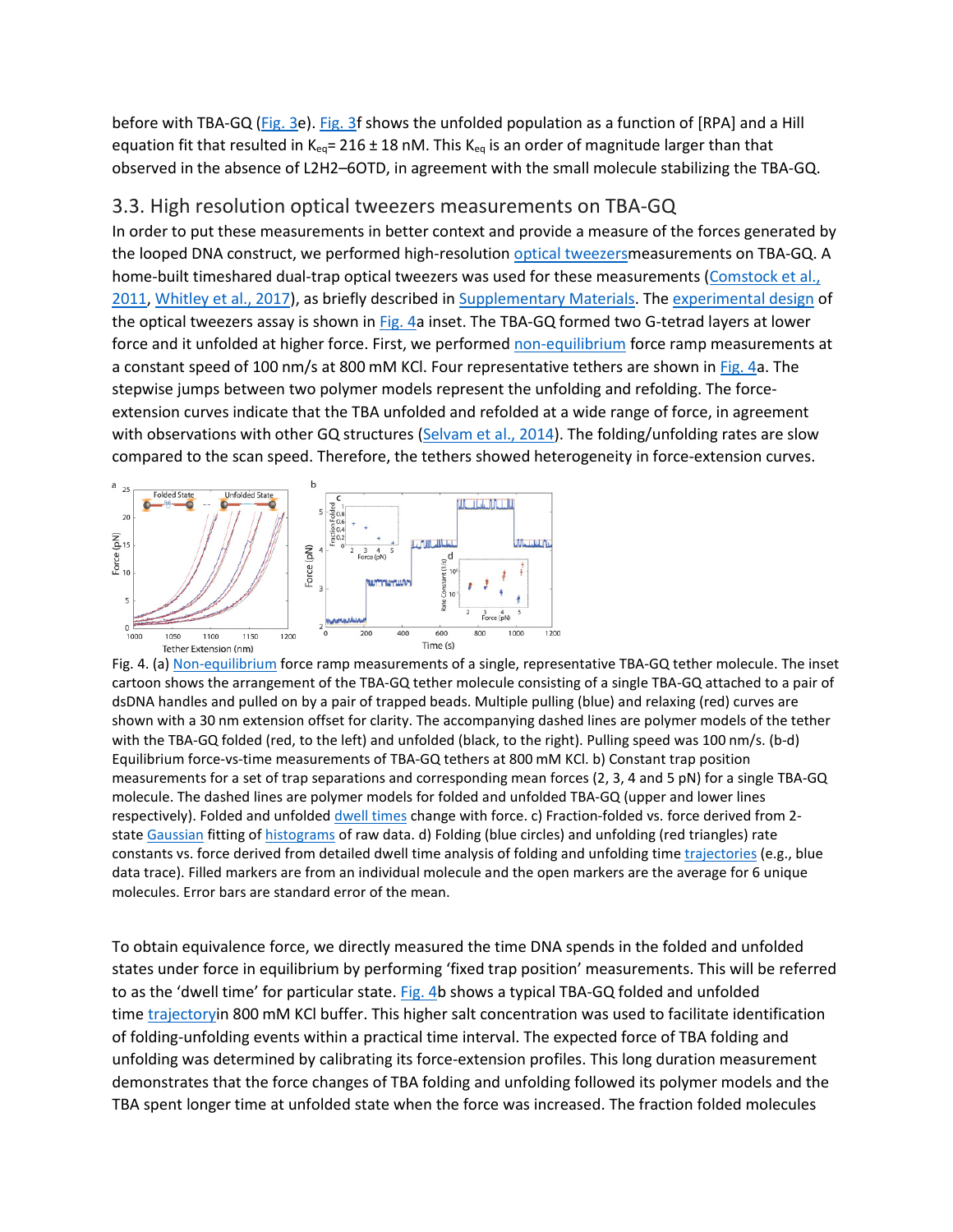before with TBA-GQ (Fig. 3e). Fig. 3f shows the unfolded population as a function of [RPA] and a Hill equation fit that resulted in $K_{eq}$= 216 ± 18 nM. This $K_{eq}$ is an order of magnitude larger than that observed in the absence of L2H2–6OTD, in agreement with the small molecule stabilizing the TBA-GQ.

## 3.3. High resolution optical tweezers measurements on TBA-GQ

In order to put these measurements in better context and provide a measure of the forces generated by the looped DNA construct, we performed high-resolution optical tweezersmeasurements on TBA-GQ. A home-built timeshared dual-trap optical tweezers was used for these measurements (Comstock et al., 2011, Whitley et al., 2017), as briefly described in Supplementary Materials. The experimental design of the optical tweezers assay is shown in Fig. 4a inset. The TBA-GQ formed two G-tetrad layers at lower force and it unfolded at higher force. First, we performed non-equilibrium force ramp measurements at a constant speed of 100 nm/s at 800 mM KCl. Four representative tethers are shown in Fig. 4a. The stepwise jumps between two polymer models represent the unfolding and refolding. The force-extension curves indicate that the TBA unfolded and refolded at a wide range of force, in agreement with observations with other GQ structures (Selvam et al., 2014). The folding/unfolding rates are slow compared to the scan speed. Therefore, the tethers showed heterogeneity in force-extension curves.

Fig. 4. (a) Non-equilibrium force ramp measurements of a single, representative TBA-GQ tether molecule. The inset cartoon shows the arrangement of the TBA-GQ tether molecule consisting of a single TBA-GQ attached to a pair of dsDNA handles and pulled on by a pair of trapped beads. Multiple pulling (blue) and relaxing (red) curves are shown with a 30 nm extension offset for clarity. The accompanying dashed lines are polymer models of the tether with the TBA-GQ folded (red, to the left) and unfolded (black, to the right). Pulling speed was 100 nm/s. (b-d) Equilibrium force-vs-time measurements of TBA-GQ tethers at 800 mM KCl. b) Constant trap position measurements for a set of trap separations and corresponding mean forces (2, 3, 4 and 5 pN) for a single TBA-GQ molecule. The dashed lines are polymer models for folded and unfolded TBA-GQ (upper and lower lines respectively). Folded and unfolded dwell times change with force. c) Fraction-folded vs. force derived from 2-state Gaussian fitting of histograms of raw data. d) Folding (blue circles) and unfolding (red triangles) rate constants vs. force derived from detailed dwell time analysis of folding and unfolding time trajectories (e.g., blue data trace). Filled markers are from an individual molecule and the open markers are the average for 6 unique molecules. Error bars are standard error of the mean.

To obtain equivalence force, we directly measured the time DNA spends in the folded and unfolded states under force in equilibrium by performing 'fixed trap position' measurements. This will be referred to as the 'dwell time' for particular state. Fig. 4b shows a typical TBA-GQ folded and unfolded time trajectoryin 800 mM KCl buffer. This higher salt concentration was used to facilitate identification of folding-unfolding events within a practical time interval. The expected force of TBA folding and unfolding was determined by calibrating its force-extension profiles. This long duration measurement demonstrates that the force changes of TBA folding and unfolding followed its polymer models and the TBA spent longer time at unfolded state when the force was increased. The fraction folded molecules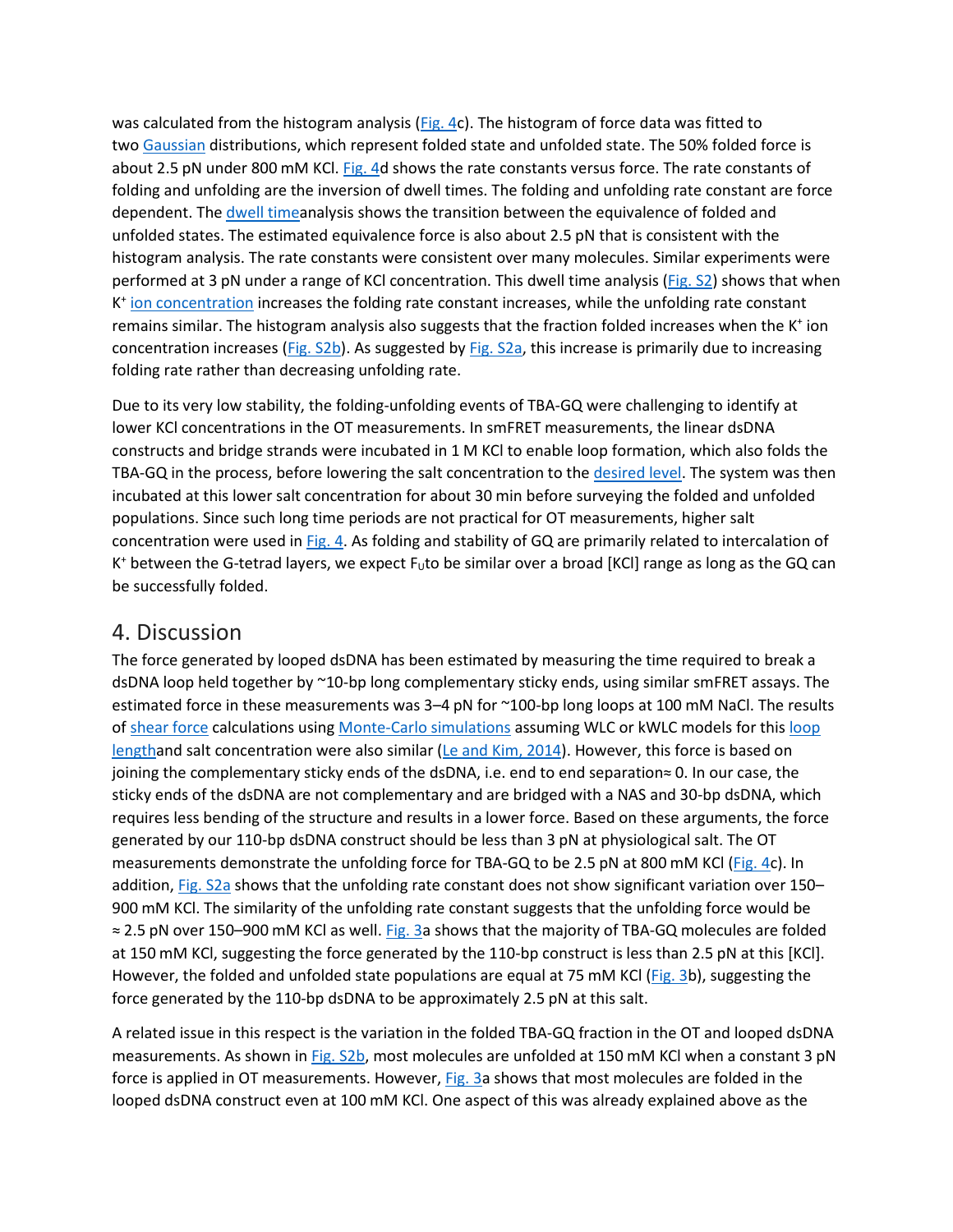was calculated from the histogram analysis (Fig. 4c). The histogram of force data was fitted to two Gaussian distributions, which represent folded state and unfolded state. The 50% folded force is about 2.5 pN under 800 mM KCl. Fig. 4d shows the rate constants versus force. The rate constants of folding and unfolding are the inversion of dwell times. The folding and unfolding rate constant are force dependent. The dwell timeanalysis shows the transition between the equivalence of folded and unfolded states. The estimated equivalence force is also about 2.5 pN that is consistent with the histogram analysis. The rate constants were consistent over many molecules. Similar experiments were performed at 3 pN under a range of KCl concentration. This dwell time analysis (Fig. S2) shows that when $K^+$ ion concentration increases the folding rate constant increases, while the unfolding rate constant remains similar. The histogram analysis also suggests that the fraction folded increases when the $K^+$ ion concentration increases (Fig. S2b). As suggested by Fig. S2a, this increase is primarily due to increasing folding rate rather than decreasing unfolding rate.

Due to its very low stability, the folding-unfolding events of TBA-GQ were challenging to identify at lower KCl concentrations in the OT measurements. In smFRET measurements, the linear dsDNA constructs and bridge strands were incubated in 1 M KCl to enable loop formation, which also folds the TBA-GQ in the process, before lowering the salt concentration to the desired level. The system was then incubated at this lower salt concentration for about 30 min before surveying the folded and unfolded populations. Since such long time periods are not practical for OT measurements, higher salt concentration were used in Fig. 4. As folding and stability of GQ are primarily related to intercalation of $K^+$ between the G-tetrad layers, we expect $F_U$to be similar over a broad [KCl] range as long as the GQ can be successfully folded.

## 4. Discussion

The force generated by looped dsDNA has been estimated by measuring the time required to break a dsDNA loop held together by ~10-bp long complementary sticky ends, using similar smFRET assays. The estimated force in these measurements was 3–4 pN for ~100-bp long loops at 100 mM NaCl. The results of shear force calculations using Monte-Carlo simulations assuming WLC or kWLC models for this loop lengthand salt concentration were also similar (Le and Kim, 2014). However, this force is based on joining the complementary sticky ends of the dsDNA, i.e. end to end separation≈ 0. In our case, the sticky ends of the dsDNA are not complementary and are bridged with a NAS and 30-bp dsDNA, which requires less bending of the structure and results in a lower force. Based on these arguments, the force generated by our 110-bp dsDNA construct should be less than 3 pN at physiological salt. The OT measurements demonstrate the unfolding force for TBA-GQ to be 2.5 pN at 800 mM KCl (Fig. 4c). In addition, Fig. S2a shows that the unfolding rate constant does not show significant variation over 150–900 mM KCl. The similarity of the unfolding rate constant suggests that the unfolding force would be ≈ 2.5 pN over 150–900 mM KCl as well. Fig. 3a shows that the majority of TBA-GQ molecules are folded at 150 mM KCl, suggesting the force generated by the 110-bp construct is less than 2.5 pN at this [KCl]. However, the folded and unfolded state populations are equal at 75 mM KCl (Fig. 3b), suggesting the force generated by the 110-bp dsDNA to be approximately 2.5 pN at this salt.

A related issue in this respect is the variation in the folded TBA-GQ fraction in the OT and looped dsDNA measurements. As shown in Fig. S2b, most molecules are unfolded at 150 mM KCl when a constant 3 pN force is applied in OT measurements. However, Fig. 3a shows that most molecules are folded in the looped dsDNA construct even at 100 mM KCl. One aspect of this was already explained above as the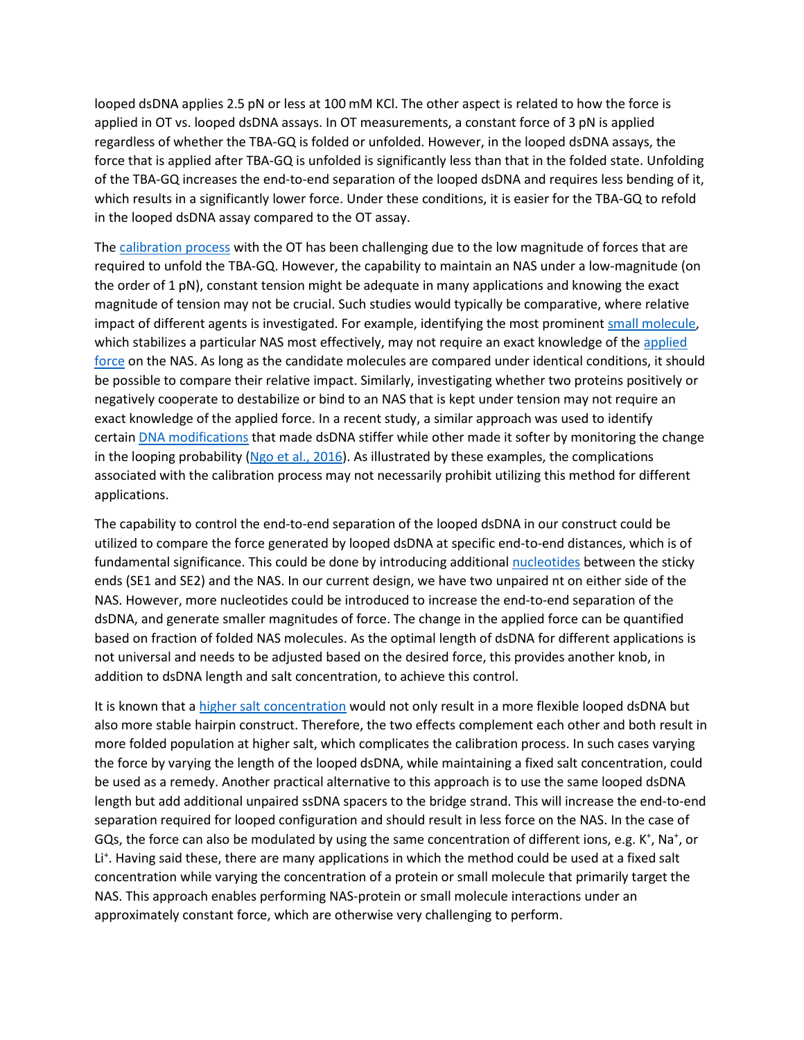looped dsDNA applies 2.5 pN or less at 100 mM KCl. The other aspect is related to how the force is applied in OT vs. looped dsDNA assays. In OT measurements, a constant force of 3 pN is applied regardless of whether the TBA-GQ is folded or unfolded. However, in the looped dsDNA assays, the force that is applied after TBA-GQ is unfolded is significantly less than that in the folded state. Unfolding of the TBA-GQ increases the end-to-end separation of the looped dsDNA and requires less bending of it, which results in a significantly lower force. Under these conditions, it is easier for the TBA-GQ to refold in the looped dsDNA assay compared to the OT assay.

The calibration process with the OT has been challenging due to the low magnitude of forces that are required to unfold the TBA-GQ. However, the capability to maintain an NAS under a low-magnitude (on the order of 1 pN), constant tension might be adequate in many applications and knowing the exact magnitude of tension may not be crucial. Such studies would typically be comparative, where relative impact of different agents is investigated. For example, identifying the most prominent small molecule, which stabilizes a particular NAS most effectively, may not require an exact knowledge of the applied force on the NAS. As long as the candidate molecules are compared under identical conditions, it should be possible to compare their relative impact. Similarly, investigating whether two proteins positively or negatively cooperate to destabilize or bind to an NAS that is kept under tension may not require an exact knowledge of the applied force. In a recent study, a similar approach was used to identify certain DNA modifications that made dsDNA stiffer while other made it softer by monitoring the change in the looping probability (Ngo et al., 2016). As illustrated by these examples, the complications associated with the calibration process may not necessarily prohibit utilizing this method for different applications.

The capability to control the end-to-end separation of the looped dsDNA in our construct could be utilized to compare the force generated by looped dsDNA at specific end-to-end distances, which is of fundamental significance. This could be done by introducing additional nucleotides between the sticky ends (SE1 and SE2) and the NAS. In our current design, we have two unpaired nt on either side of the NAS. However, more nucleotides could be introduced to increase the end-to-end separation of the dsDNA, and generate smaller magnitudes of force. The change in the applied force can be quantified based on fraction of folded NAS molecules. As the optimal length of dsDNA for different applications is not universal and needs to be adjusted based on the desired force, this provides another knob, in addition to dsDNA length and salt concentration, to achieve this control.

It is known that a higher salt concentration would not only result in a more flexible looped dsDNA but also more stable hairpin construct. Therefore, the two effects complement each other and both result in more folded population at higher salt, which complicates the calibration process. In such cases varying the force by varying the length of the looped dsDNA, while maintaining a fixed salt concentration, could be used as a remedy. Another practical alternative to this approach is to use the same looped dsDNA length but add additional unpaired ssDNA spacers to the bridge strand. This will increase the end-to-end separation required for looped configuration and should result in less force on the NAS. In the case of GQs, the force can also be modulated by using the same concentration of different ions, e.g. $K^+$, $Na^+$, or $Li^+$. Having said these, there are many applications in which the method could be used at a fixed salt concentration while varying the concentration of a protein or small molecule that primarily target the NAS. This approach enables performing NAS-protein or small molecule interactions under an approximately constant force, which are otherwise very challenging to perform.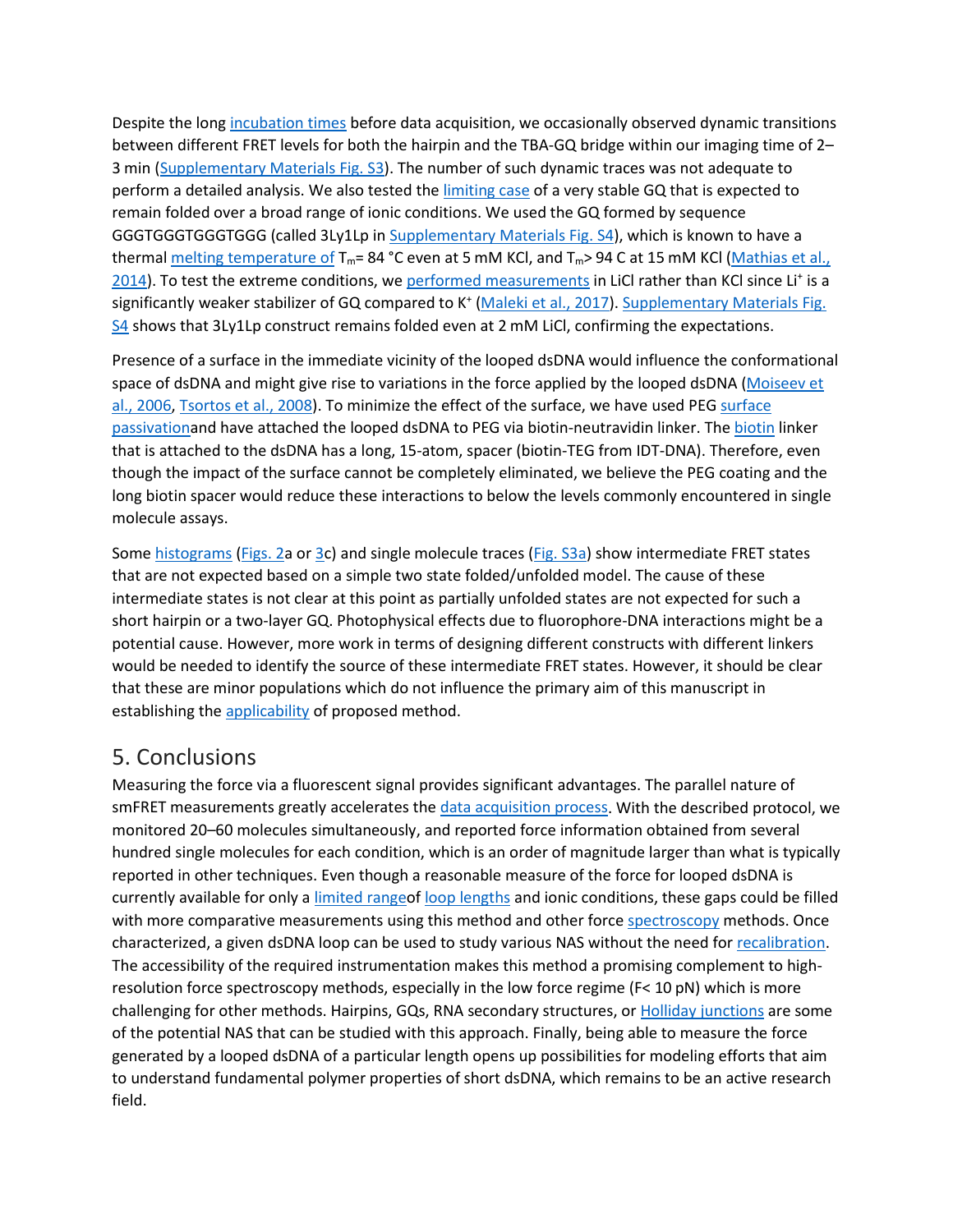Despite the long incubation times before data acquisition, we occasionally observed dynamic transitions between different FRET levels for both the hairpin and the TBA-GQ bridge within our imaging time of 2–3 min (Supplementary Materials Fig. S3). The number of such dynamic traces was not adequate to perform a detailed analysis. We also tested the limiting case of a very stable GQ that is expected to remain folded over a broad range of ionic conditions. We used the GQ formed by sequence GGGTGGGTGGGTGGG (called 3Ly1Lp in Supplementary Materials Fig. S4), which is known to have a thermal melting temperature of $T_m$= 84 °C even at 5 mM KCl, and $T_m$> 94 C at 15 mM KCl (Mathias et al., 2014). To test the extreme conditions, we performed measurements in LiCl rather than KCl since $Li^+$ is a significantly weaker stabilizer of GQ compared to $K^+$ (Maleki et al., 2017). Supplementary Materials Fig. S4 shows that 3Ly1Lp construct remains folded even at 2 mM LiCl, confirming the expectations.

Presence of a surface in the immediate vicinity of the looped dsDNA would influence the conformational space of dsDNA and might give rise to variations in the force applied by the looped dsDNA (Moiseev et al., 2006, Tsortos et al., 2008). To minimize the effect of the surface, we have used PEG surface passivationand have attached the looped dsDNA to PEG via biotin-neutravidin linker. The biotin linker that is attached to the dsDNA has a long, 15-atom, spacer (biotin-TEG from IDT-DNA). Therefore, even though the impact of the surface cannot be completely eliminated, we believe the PEG coating and the long biotin spacer would reduce these interactions to below the levels commonly encountered in single molecule assays.

Some histograms (Figs. 2a or 3c) and single molecule traces (Fig. S3a) show intermediate FRET states that are not expected based on a simple two state folded/unfolded model. The cause of these intermediate states is not clear at this point as partially unfolded states are not expected for such a short hairpin or a two-layer GQ. Photophysical effects due to fluorophore-DNA interactions might be a potential cause. However, more work in terms of designing different constructs with different linkers would be needed to identify the source of these intermediate FRET states. However, it should be clear that these are minor populations which do not influence the primary aim of this manuscript in establishing the applicability of proposed method.

## 5. Conclusions

Measuring the force via a fluorescent signal provides significant advantages. The parallel nature of smFRET measurements greatly accelerates the data acquisition process. With the described protocol, we monitored 20–60 molecules simultaneously, and reported force information obtained from several hundred single molecules for each condition, which is an order of magnitude larger than what is typically reported in other techniques. Even though a reasonable measure of the force for looped dsDNA is currently available for only a limited rangeof loop lengths and ionic conditions, these gaps could be filled with more comparative measurements using this method and other force spectroscopy methods. Once characterized, a given dsDNA loop can be used to study various NAS without the need for recalibration. The accessibility of the required instrumentation makes this method a promising complement to high-resolution force spectroscopy methods, especially in the low force regime (F< 10 pN) which is more challenging for other methods. Hairpins, GQs, RNA secondary structures, or Holliday junctions are some of the potential NAS that can be studied with this approach. Finally, being able to measure the force generated by a looped dsDNA of a particular length opens up possibilities for modeling efforts that aim to understand fundamental polymer properties of short dsDNA, which remains to be an active research field.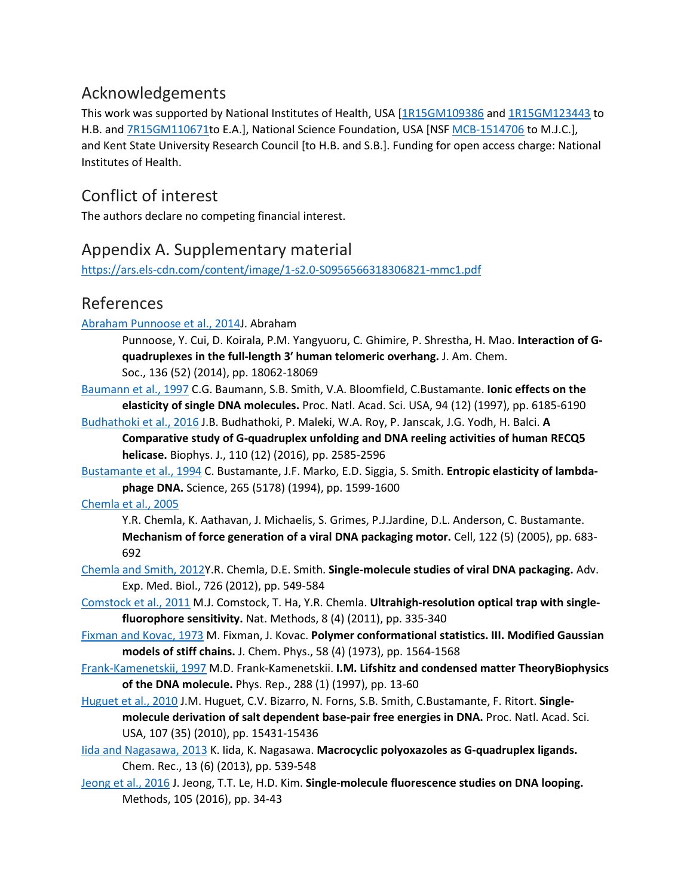## Acknowledgements

This work was supported by National Institutes of Health, USA [1R15GM109386 and 1R15GM123443 to H.B. and 7R15GM110671to E.A.], National Science Foundation, USA [NSF MCB-1514706 to M.J.C.], and Kent State University Research Council [to H.B. and S.B.]. Funding for open access charge: National Institutes of Health.

## Conflict of interest

The authors declare no competing financial interest.

## Appendix A. Supplementary material

https://ars.els-cdn.com/content/image/1-s2.0-S0956566318306821-mmc1.pdf

## References

Abraham Punnoose et al., 2014J. Abraham Punnoose, Y. Cui, D. Koirala, P.M. Yangyuoru, C. Ghimire, P. Shrestha, H. Mao. **Interaction of G-quadruplexes in the full-length 3' human telomeric overhang.** J. Am. Chem. Soc., 136 (52) (2014), pp. 18062-18069

Baumann et al., 1997 C.G. Baumann, S.B. Smith, V.A. Bloomfield, C.Bustamante. **Ionic effects on the elasticity of single DNA molecules.** Proc. Natl. Acad. Sci. USA, 94 (12) (1997), pp. 6185-6190

Budhathoki et al., 2016 J.B. Budhathoki, P. Maleki, W.A. Roy, P. Janscak, J.G. Yodh, H. Balci. **A Comparative study of G-quadruplex unfolding and DNA reeling activities of human RECQ5 helicase.** Biophys. J., 110 (12) (2016), pp. 2585-2596

Bustamante et al., 1994 C. Bustamante, J.F. Marko, E.D. Siggia, S. Smith. **Entropic elasticity of lambda-phage DNA.** Science, 265 (5178) (1994), pp. 1599-1600

Chemla et al., 2005 Y.R. Chemla, K. Aathavan, J. Michaelis, S. Grimes, P.J.Jardine, D.L. Anderson, C. Bustamante. **Mechanism of force generation of a viral DNA packaging motor.** Cell, 122 (5) (2005), pp. 683-692

Chemla and Smith, 2012Y.R. Chemla, D.E. Smith. **Single-molecule studies of viral DNA packaging.** Adv. Exp. Med. Biol., 726 (2012), pp. 549-584

Comstock et al., 2011 M.J. Comstock, T. Ha, Y.R. Chemla. **Ultrahigh-resolution optical trap with single-fluorophore sensitivity.** Nat. Methods, 8 (4) (2011), pp. 335-340

Fixman and Kovac, 1973 M. Fixman, J. Kovac. **Polymer conformational statistics. III. Modified Gaussian models of stiff chains.** J. Chem. Phys., 58 (4) (1973), pp. 1564-1568

Frank-Kamenetskii, 1997 M.D. Frank-Kamenetskii. **I.M. Lifshitz and condensed matter TheoryBiophysics of the DNA molecule.** Phys. Rep., 288 (1) (1997), pp. 13-60

Huguet et al., 2010 J.M. Huguet, C.V. Bizarro, N. Forns, S.B. Smith, C.Bustamante, F. Ritort. **Single-molecule derivation of salt dependent base-pair free energies in DNA.** Proc. Natl. Acad. Sci. USA, 107 (35) (2010), pp. 15431-15436

Iida and Nagasawa, 2013 K. Iida, K. Nagasawa. **Macrocyclic polyoxazoles as G-quadruplex ligands.** Chem. Rec., 13 (6) (2013), pp. 539-548

Jeong et al., 2016 J. Jeong, T.T. Le, H.D. Kim. **Single-molecule fluorescence studies on DNA looping.** Methods, 105 (2016), pp. 34-43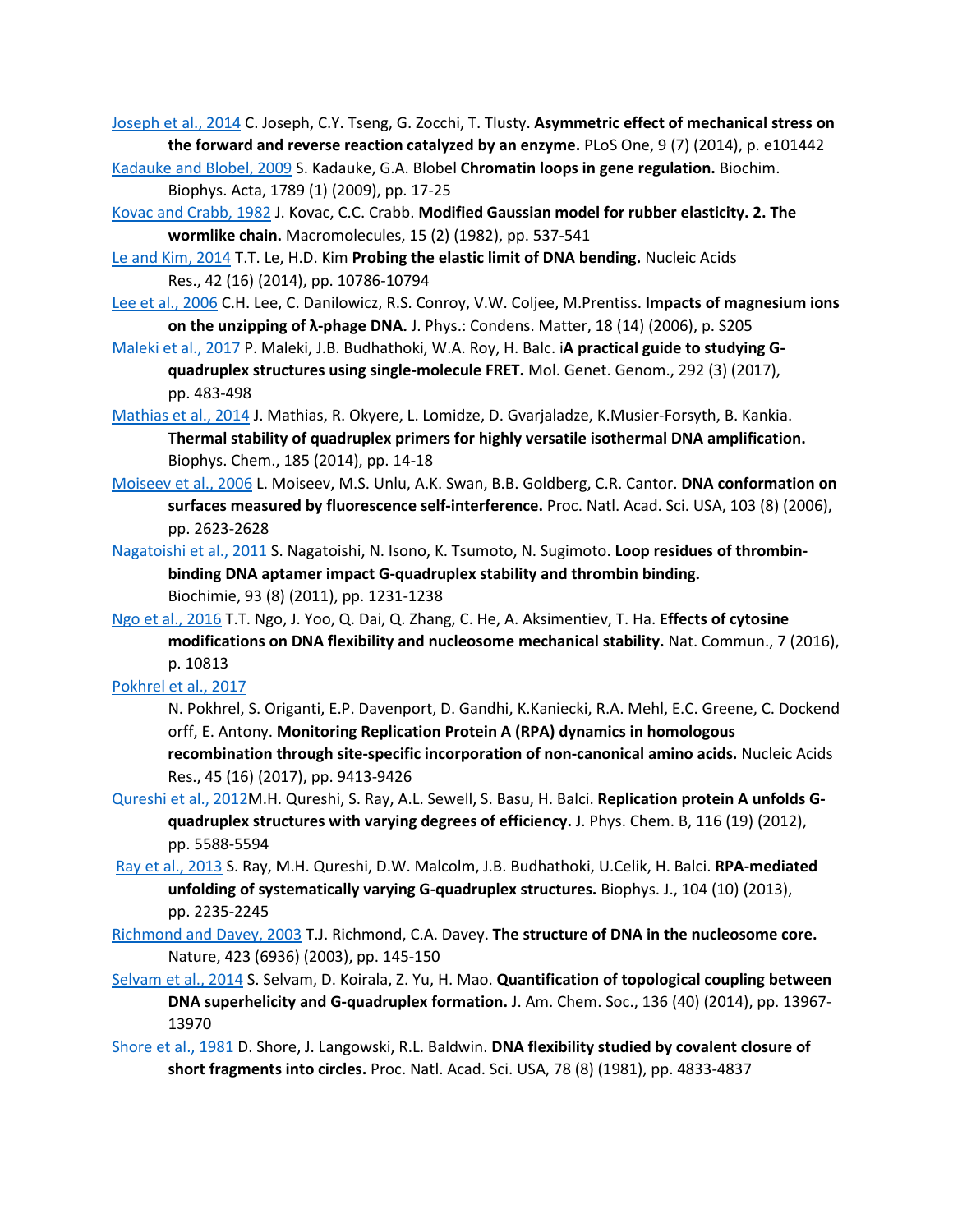Joseph et al., 2014 C. Joseph, C.Y. Tseng, G. Zocchi, T. Tlusty. **Asymmetric effect of mechanical stress on the forward and reverse reaction catalyzed by an enzyme.** PLoS One, 9 (7) (2014), p. e101442

Kadauke and Blobel, 2009 S. Kadauke, G.A. Blobel **Chromatin loops in gene regulation.** Biochim. Biophys. Acta, 1789 (1) (2009), pp. 17-25

Kovac and Crabb, 1982 J. Kovac, C.C. Crabb. **Modified Gaussian model for rubber elasticity. 2. The wormlike chain.** Macromolecules, 15 (2) (1982), pp. 537-541

Le and Kim, 2014 T.T. Le, H.D. Kim **Probing the elastic limit of DNA bending.** Nucleic Acids Res., 42 (16) (2014), pp. 10786-10794

Lee et al., 2006 C.H. Lee, C. Danilowicz, R.S. Conroy, V.W. Coljee, M.Prentiss. **Impacts of magnesium ions on the unzipping of λ-phage DNA.** J. Phys.: Condens. Matter, 18 (14) (2006), p. S205

Maleki et al., 2017 P. Maleki, J.B. Budhathoki, W.A. Roy, H. Balc. i**A practical guide to studying G-quadruplex structures using single-molecule FRET.** Mol. Genet. Genom., 292 (3) (2017), pp. 483-498

Mathias et al., 2014 J. Mathias, R. Okyere, L. Lomidze, D. Gvarjaladze, K.Musier-Forsyth, B. Kankia. **Thermal stability of quadruplex primers for highly versatile isothermal DNA amplification.** Biophys. Chem., 185 (2014), pp. 14-18

Moiseev et al., 2006 L. Moiseev, M.S. Unlu, A.K. Swan, B.B. Goldberg, C.R. Cantor. **DNA conformation on surfaces measured by fluorescence self-interference.** Proc. Natl. Acad. Sci. USA, 103 (8) (2006), pp. 2623-2628

Nagatoishi et al., 2011 S. Nagatoishi, N. Isono, K. Tsumoto, N. Sugimoto. **Loop residues of thrombin-binding DNA aptamer impact G-quadruplex stability and thrombin binding.** Biochimie, 93 (8) (2011), pp. 1231-1238

Ngo et al., 2016 T.T. Ngo, J. Yoo, Q. Dai, Q. Zhang, C. He, A. Aksimentiev, T. Ha. **Effects of cytosine modifications on DNA flexibility and nucleosome mechanical stability.** Nat. Commun., 7 (2016), p. 10813

Pokhrel et al., 2017 N. Pokhrel, S. Origanti, E.P. Davenport, D. Gandhi, K.Kaniecki, R.A. Mehl, E.C. Greene, C. Dockendorff, E. Antony. **Monitoring Replication Protein A (RPA) dynamics in homologous recombination through site-specific incorporation of non-canonical amino acids.** Nucleic Acids Res., 45 (16) (2017), pp. 9413-9426

Qureshi et al., 2012M.H. Qureshi, S. Ray, A.L. Sewell, S. Basu, H. Balci. **Replication protein A unfolds G-quadruplex structures with varying degrees of efficiency.** J. Phys. Chem. B, 116 (19) (2012), pp. 5588-5594

Ray et al., 2013 S. Ray, M.H. Qureshi, D.W. Malcolm, J.B. Budhathoki, U.Celik, H. Balci. **RPA-mediated unfolding of systematically varying G-quadruplex structures.** Biophys. J., 104 (10) (2013), pp. 2235-2245

Richmond and Davey, 2003 T.J. Richmond, C.A. Davey. **The structure of DNA in the nucleosome core.** Nature, 423 (6936) (2003), pp. 145-150

Selvam et al., 2014 S. Selvam, D. Koirala, Z. Yu, H. Mao. **Quantification of topological coupling between DNA superhelicity and G-quadruplex formation.** J. Am. Chem. Soc., 136 (40) (2014), pp. 13967-13970

Shore et al., 1981 D. Shore, J. Langowski, R.L. Baldwin. **DNA flexibility studied by covalent closure of short fragments into circles.** Proc. Natl. Acad. Sci. USA, 78 (8) (1981), pp. 4833-4837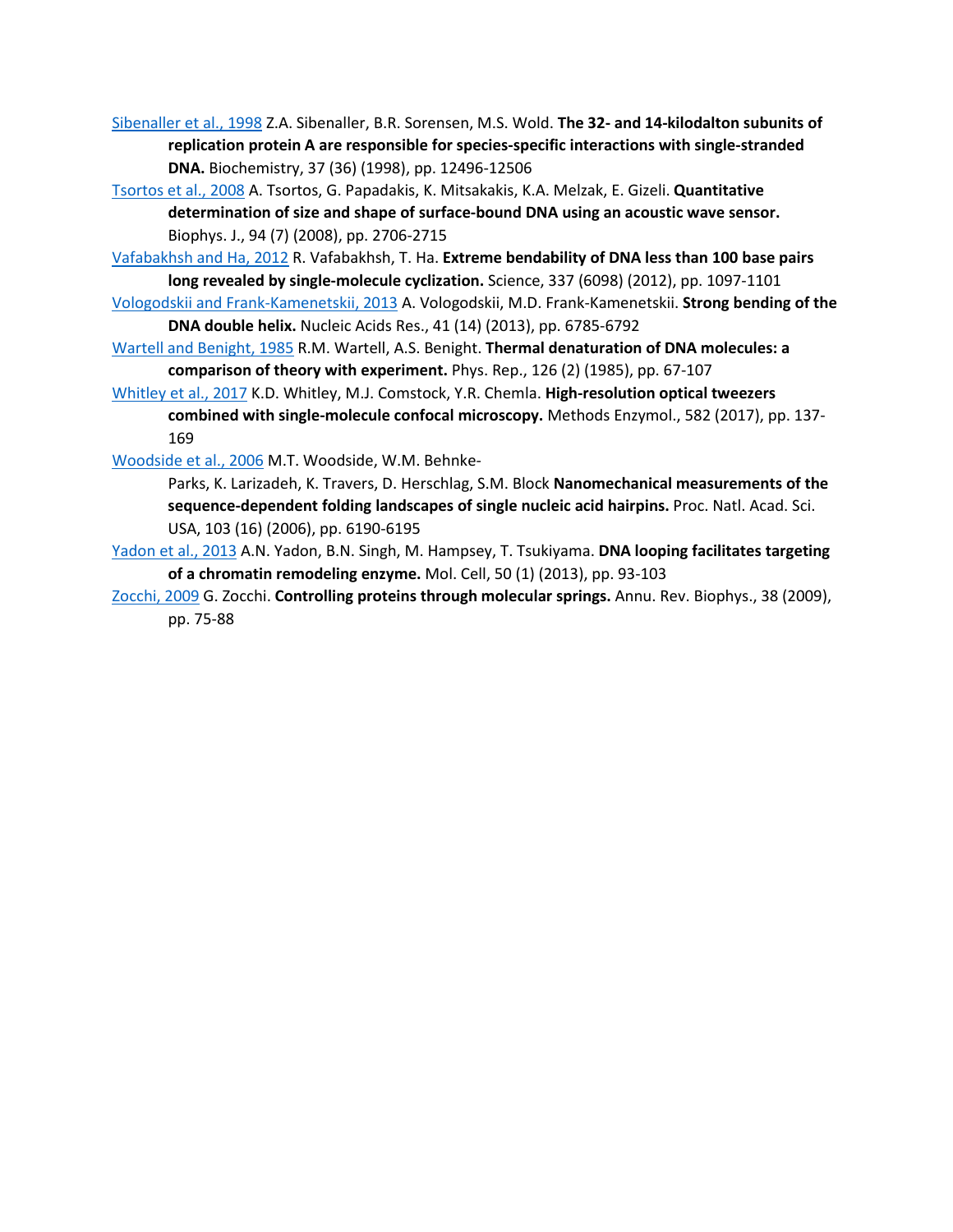Sibenaller et al., 1998 Z.A. Sibenaller, B.R. Sorensen, M.S. Wold. **The 32- and 14-kilodalton subunits of replication protein A are responsible for species-specific interactions with single-stranded DNA.** Biochemistry, 37 (36) (1998), pp. 12496-12506

Tsortos et al., 2008 A. Tsortos, G. Papadakis, K. Mitsakakis, K.A. Melzak, E. Gizeli. **Quantitative determination of size and shape of surface-bound DNA using an acoustic wave sensor.** Biophys. J., 94 (7) (2008), pp. 2706-2715

Vafabakhsh and Ha, 2012 R. Vafabakhsh, T. Ha. **Extreme bendability of DNA less than 100 base pairs long revealed by single-molecule cyclization.** Science, 337 (6098) (2012), pp. 1097-1101

Vologodskii and Frank-Kamenetskii, 2013 A. Vologodskii, M.D. Frank-Kamenetskii. **Strong bending of the DNA double helix.** Nucleic Acids Res., 41 (14) (2013), pp. 6785-6792

Wartell and Benight, 1985 R.M. Wartell, A.S. Benight. **Thermal denaturation of DNA molecules: a comparison of theory with experiment.** Phys. Rep., 126 (2) (1985), pp. 67-107

Whitley et al., 2017 K.D. Whitley, M.J. Comstock, Y.R. Chemla. **High-resolution optical tweezers combined with single-molecule confocal microscopy.** Methods Enzymol., 582 (2017), pp. 137-169

Woodside et al., 2006 M.T. Woodside, W.M. Behnke-Parks, K. Larizadeh, K. Travers, D. Herschlag, S.M. Block **Nanomechanical measurements of the sequence-dependent folding landscapes of single nucleic acid hairpins.** Proc. Natl. Acad. Sci. USA, 103 (16) (2006), pp. 6190-6195

Yadon et al., 2013 A.N. Yadon, B.N. Singh, M. Hampsey, T. Tsukiyama. **DNA looping facilitates targeting of a chromatin remodeling enzyme.** Mol. Cell, 50 (1) (2013), pp. 93-103

Zocchi, 2009 G. Zocchi. **Controlling proteins through molecular springs.** Annu. Rev. Biophys., 38 (2009), pp. 75-88